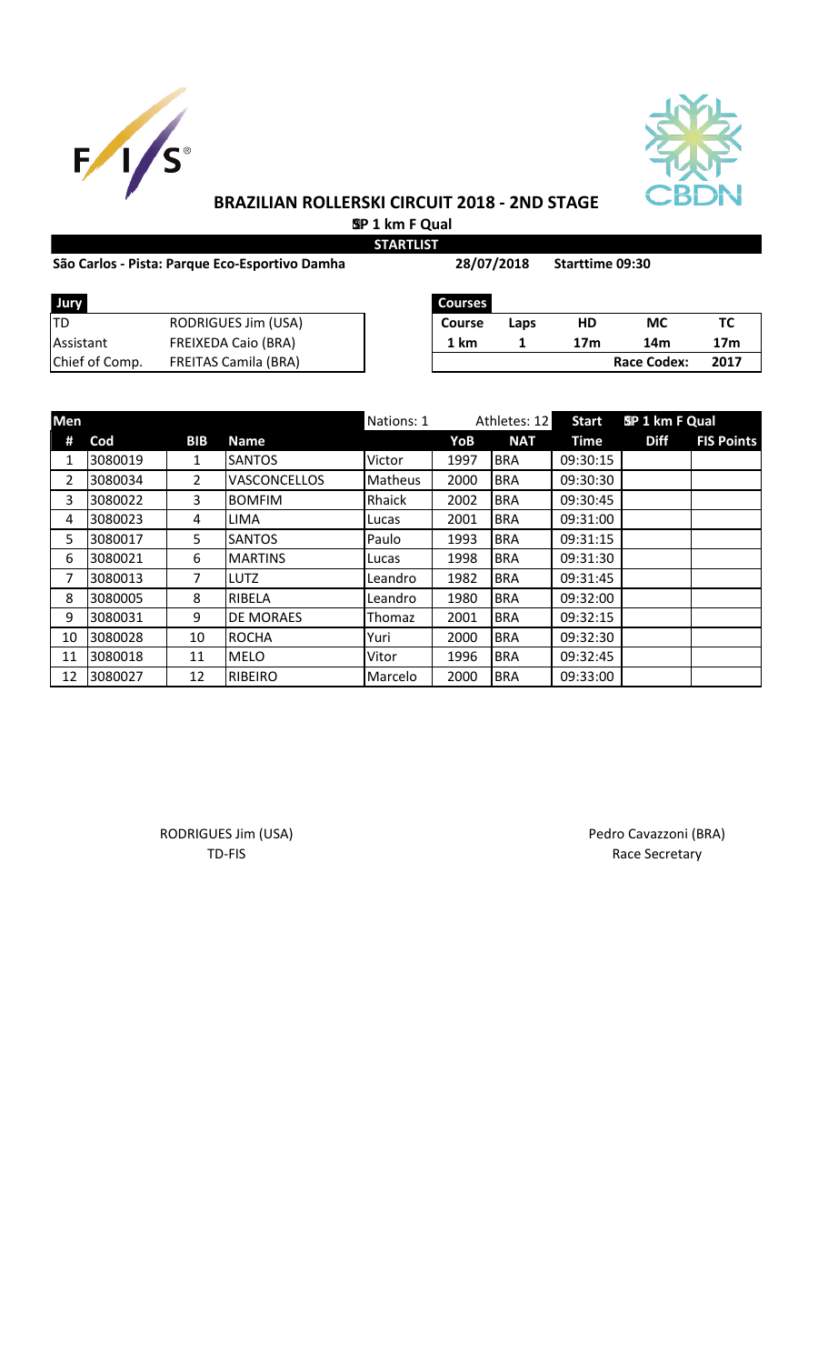# BRAZILIAN ROLLERSKI CIRCUIT 2018 - 2ND STAGE

**SP 1 km F Qual**

**STARTLIST**

**São Carlos - Pista: Parque Eco-Esportivo Damha** **28/07/2018** **Starttime 09:30**

| Jury | |
|---|---|
| TD | RODRIGUES Jim (USA) |
| Assistant | FREIXEDA Caio (BRA) |
| Chief of Comp. | FREITAS Camila (BRA) |

| Courses | | | | |
|---|---|---|---|---|
| Course | Laps | HD | MC | TC |
| 1 km | 1 | 17m | 14m | 17m |
| | | | Race Codex: | 2017 |

| Men | | | | Nations: 1 | | Athletes: 12 | Start | SP 1 km F Qual | |
|---|---|---|---|---|---|---|---|---|---|
| # | Cod | BIB | Name | | YoB | NAT | Time | Diff | FIS Points |
| 1 | 3080019 | 1 | SANTOS | Victor | 1997 | BRA | 09:30:15 | | |
| 2 | 3080034 | 2 | VASCONCELLOS | Matheus | 2000 | BRA | 09:30:30 | | |
| 3 | 3080022 | 3 | BOMFIM | Rhaick | 2002 | BRA | 09:30:45 | | |
| 4 | 3080023 | 4 | LIMA | Lucas | 2001 | BRA | 09:31:00 | | |
| 5 | 3080017 | 5 | SANTOS | Paulo | 1993 | BRA | 09:31:15 | | |
| 6 | 3080021 | 6 | MARTINS | Lucas | 1998 | BRA | 09:31:30 | | |
| 7 | 3080013 | 7 | LUTZ | Leandro | 1982 | BRA | 09:31:45 | | |
| 8 | 3080005 | 8 | RIBELA | Leandro | 1980 | BRA | 09:32:00 | | |
| 9 | 3080031 | 9 | DE MORAES | Thomaz | 2001 | BRA | 09:32:15 | | |
| 10 | 3080028 | 10 | ROCHA | Yuri | 2000 | BRA | 09:32:30 | | |
| 11 | 3080018 | 11 | MELO | Vitor | 1996 | BRA | 09:32:45 | | |
| 12 | 3080027 | 12 | RIBEIRO | Marcelo | 2000 | BRA | 09:33:00 | | |

RODRIGUES Jim (USA)
TD-FIS

Pedro Cavazzoni (BRA)
Race Secretary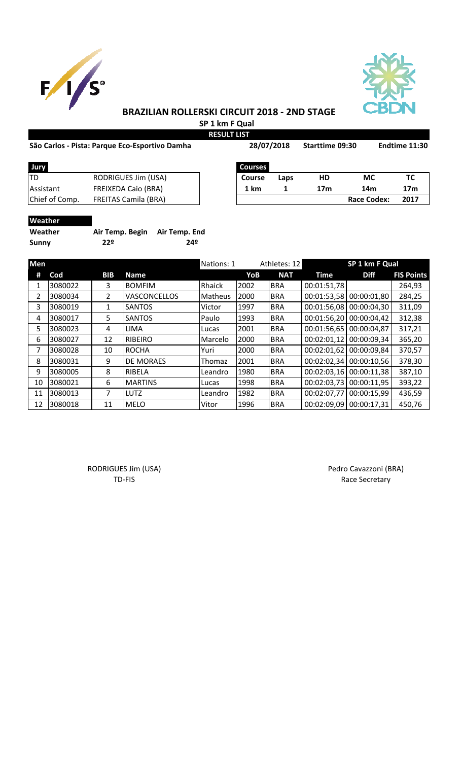# BRAZILIAN ROLLERSKI CIRCUIT 2018 - 2ND STAGE

**SP 1 km F Qual**

**RESULT LIST**

**São Carlos - Pista: Parque Eco-Esportivo Damha** | **28/07/2018** | **Starttime 09:30** | **Endtime 11:30**

| Jury | |
|---|---|
| TD | RODRIGUES Jim (USA) |
| Assistant | FREIXEDA Caio (BRA) |
| Chief of Comp. | FREITAS Camila (BRA) |

| Courses | | | | |
|---|---|---|---|---|
| Course | Laps | HD | MC | TC |
| 1 km | 1 | 17m | 14m | 17m |
| | | | Race Codex: | 2017 |

**Weather**

| Weather | Air Temp. Begin | Air Temp. End |
|---|---|---|
| Sunny | 22º | 24º |

| Men | | | | Nations: 1 | | Athletes: 12 | SP 1 km F Qual | | |
|---|---|---|---|---|---|---|---|---|---|
| # | Cod | BIB | Name | | YoB | NAT | Time | Diff | FIS Points |
| 1 | 3080022 | 3 | BOMFIM | Rhaick | 2002 | BRA | 00:01:51,78 | | 264,93 |
| 2 | 3080034 | 2 | VASCONCELLOS | Matheus | 2000 | BRA | 00:01:53,58 | 00:00:01,80 | 284,25 |
| 3 | 3080019 | 1 | SANTOS | Victor | 1997 | BRA | 00:01:56,08 | 00:00:04,30 | 311,09 |
| 4 | 3080017 | 5 | SANTOS | Paulo | 1993 | BRA | 00:01:56,20 | 00:00:04,42 | 312,38 |
| 5 | 3080023 | 4 | LIMA | Lucas | 2001 | BRA | 00:01:56,65 | 00:00:04,87 | 317,21 |
| 6 | 3080027 | 12 | RIBEIRO | Marcelo | 2000 | BRA | 00:02:01,12 | 00:00:09,34 | 365,20 |
| 7 | 3080028 | 10 | ROCHA | Yuri | 2000 | BRA | 00:02:01,62 | 00:00:09,84 | 370,57 |
| 8 | 3080031 | 9 | DE MORAES | Thomaz | 2001 | BRA | 00:02:02,34 | 00:00:10,56 | 378,30 |
| 9 | 3080005 | 8 | RIBELA | Leandro | 1980 | BRA | 00:02:03,16 | 00:00:11,38 | 387,10 |
| 10 | 3080021 | 6 | MARTINS | Lucas | 1998 | BRA | 00:02:03,73 | 00:00:11,95 | 393,22 |
| 11 | 3080013 | 7 | LUTZ | Leandro | 1982 | BRA | 00:02:07,77 | 00:00:15,99 | 436,59 |
| 12 | 3080018 | 11 | MELO | Vitor | 1996 | BRA | 00:02:09,09 | 00:00:17,31 | 450,76 |

RODRIGUES Jim (USA)
TD-FIS

Pedro Cavazzoni (BRA)
Race Secretary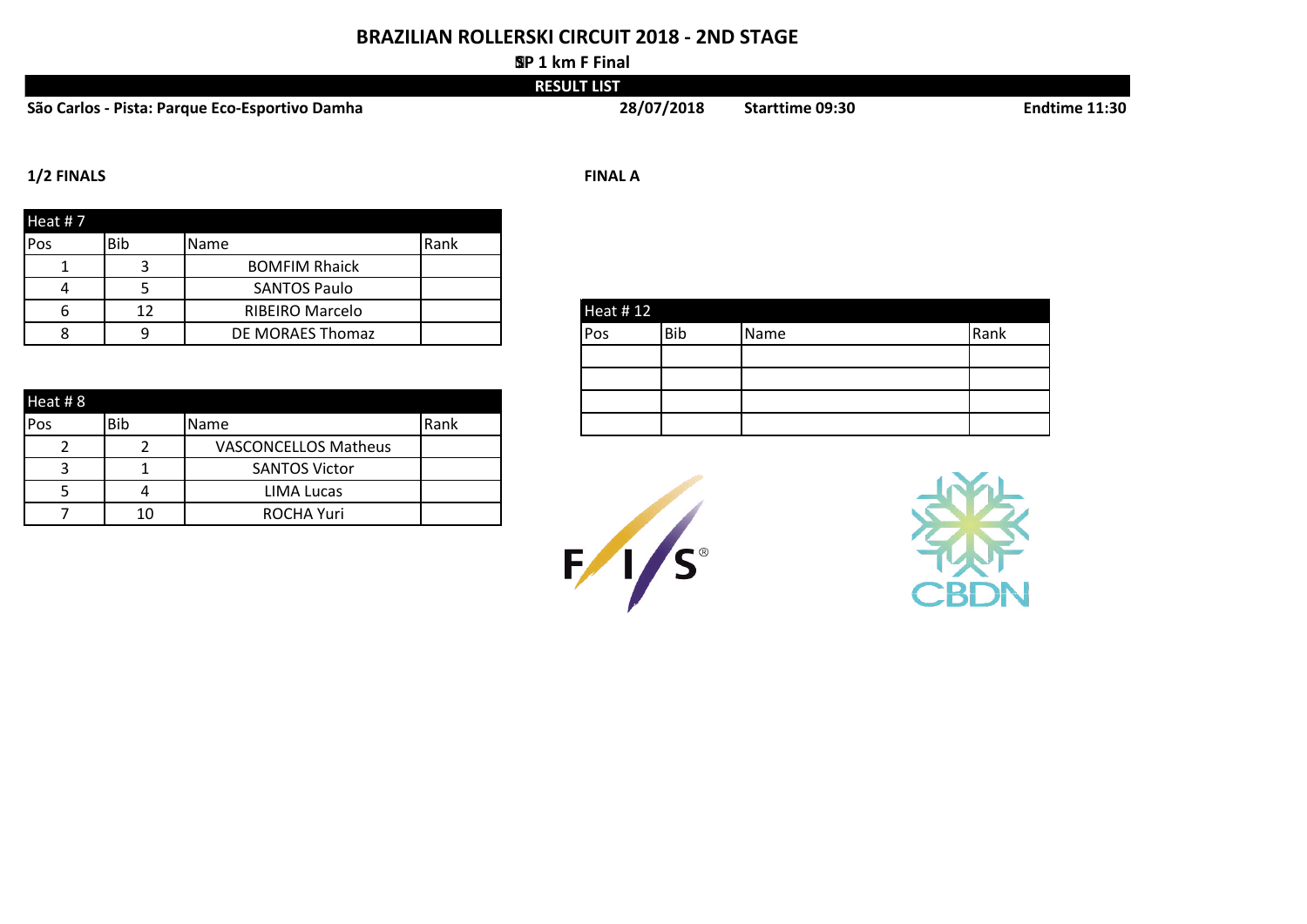# BRAZILIAN ROLLERSKI CIRCUIT 2018 - 2ND STAGE

**SP 1 km F Final**

**RESULT LIST**

**São Carlos - Pista: Parque Eco-Esportivo Damha** **28/07/2018** **Starttime 09:30** **Endtime 11:30**

**1/2 FINALS**

| Heat # 7 | | | |
|---|---|---|---|
| Pos | Bib | Name | Rank |
| 1 | 3 | BOMFIM Rhaick | |
| 4 | 5 | SANTOS Paulo | |
| 6 | 12 | RIBEIRO Marcelo | |
| 8 | 9 | DE MORAES Thomaz | |

| Heat # 8 | | | |
|---|---|---|---|
| Pos | Bib | Name | Rank |
| 2 | 2 | VASCONCELLOS Matheus | |
| 3 | 1 | SANTOS Victor | |
| 5 | 4 | LIMA Lucas | |
| 7 | 10 | ROCHA Yuri | |

**FINAL A**

| Heat # 12 | | | |
|---|---|---|---|
| Pos | Bib | Name | Rank |
| | | | |
| | | | |
| | | | |
| | | | |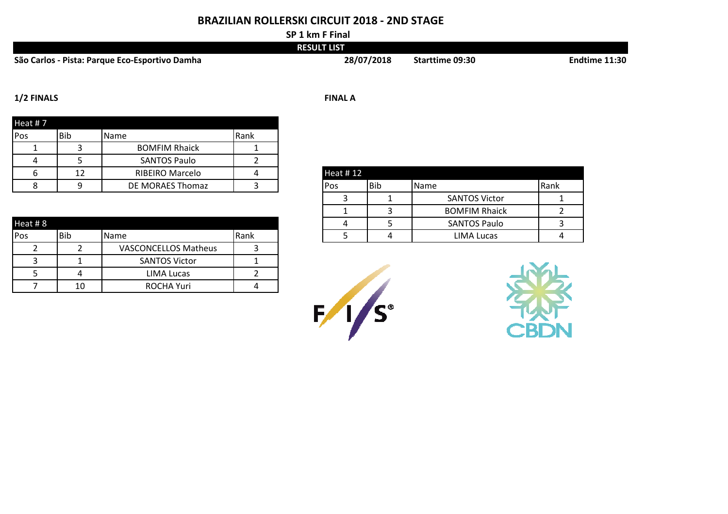# BRAZILIAN ROLLERSKI CIRCUIT 2018 - 2ND STAGE

**SP 1 km F Final**

**RESULT LIST**

**São Carlos - Pista: Parque Eco-Esportivo Damha** **28/07/2018** **Starttime 09:30** **Endtime 11:30**

## 1/2 FINALS

**Heat # 7**

| Pos | Bib | Name | Rank |
|---|---|---|---|
| 1 | 3 | BOMFIM Rhaick | 1 |
| 4 | 5 | SANTOS Paulo | 2 |
| 6 | 12 | RIBEIRO Marcelo | 4 |
| 8 | 9 | DE MORAES Thomaz | 3 |

**Heat # 8**

| Pos | Bib | Name | Rank |
|---|---|---|---|
| 2 | 2 | VASCONCELLOS Matheus | 3 |
| 3 | 1 | SANTOS Victor | 1 |
| 5 | 4 | LIMA Lucas | 2 |
| 7 | 10 | ROCHA Yuri | 4 |

## FINAL A

**Heat # 12**

| Pos | Bib | Name | Rank |
|---|---|---|---|
| 3 | 1 | SANTOS Victor | 1 |
| 1 | 3 | BOMFIM Rhaick | 2 |
| 4 | 5 | SANTOS Paulo | 3 |
| 5 | 4 | LIMA Lucas | 4 |

FIS

CBDN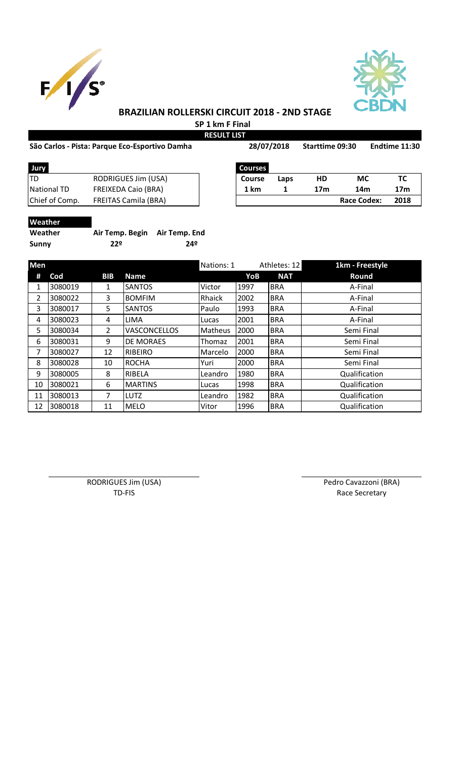# BRAZILIAN ROLLERSKI CIRCUIT 2018 - 2ND STAGE

**SP 1 km F Final**

**RESULT LIST**

**São Carlos - Pista: Parque Eco-Esportivo Damha** | **28/07/2018** | **Starttime 09:30** | **Endtime 11:30**

| Jury | |
|---|---|
| TD | RODRIGUES Jim (USA) |
| National TD | FREIXEDA Caio (BRA) |
| Chief of Comp. | FREITAS Camila (BRA) |

| Courses | | | | |
|---|---|---|---|---|
| Course | Laps | HD | MC | TC |
| 1 km | 1 | 17m | 14m | 17m |
| | | | Race Codex: | 2018 |

**Weather**

| Weather | Air Temp. Begin | Air Temp. End |
|---|---|---|
| Sunny | 22º | 24º |

| Men | | | | Nations: 1 | | Athletes: 12 | 1km - Freestyle |
|---|---|---|---|---|---|---|---|
| # | Cod | BIB | Name | | YoB | NAT | Round |
| 1 | 3080019 | 1 | SANTOS | Victor | 1997 | BRA | A-Final |
| 2 | 3080022 | 3 | BOMFIM | Rhaick | 2002 | BRA | A-Final |
| 3 | 3080017 | 5 | SANTOS | Paulo | 1993 | BRA | A-Final |
| 4 | 3080023 | 4 | LIMA | Lucas | 2001 | BRA | A-Final |
| 5 | 3080034 | 2 | VASCONCELLOS | Matheus | 2000 | BRA | Semi Final |
| 6 | 3080031 | 9 | DE MORAES | Thomaz | 2001 | BRA | Semi Final |
| 7 | 3080027 | 12 | RIBEIRO | Marcelo | 2000 | BRA | Semi Final |
| 8 | 3080028 | 10 | ROCHA | Yuri | 2000 | BRA | Semi Final |
| 9 | 3080005 | 8 | RIBELA | Leandro | 1980 | BRA | Qualification |
| 10 | 3080021 | 6 | MARTINS | Lucas | 1998 | BRA | Qualification |
| 11 | 3080013 | 7 | LUTZ | Leandro | 1982 | BRA | Qualification |
| 12 | 3080018 | 11 | MELO | Vitor | 1996 | BRA | Qualification |

RODRIGUES Jim (USA)
TD-FIS

Pedro Cavazzoni (BRA)
Race Secretary